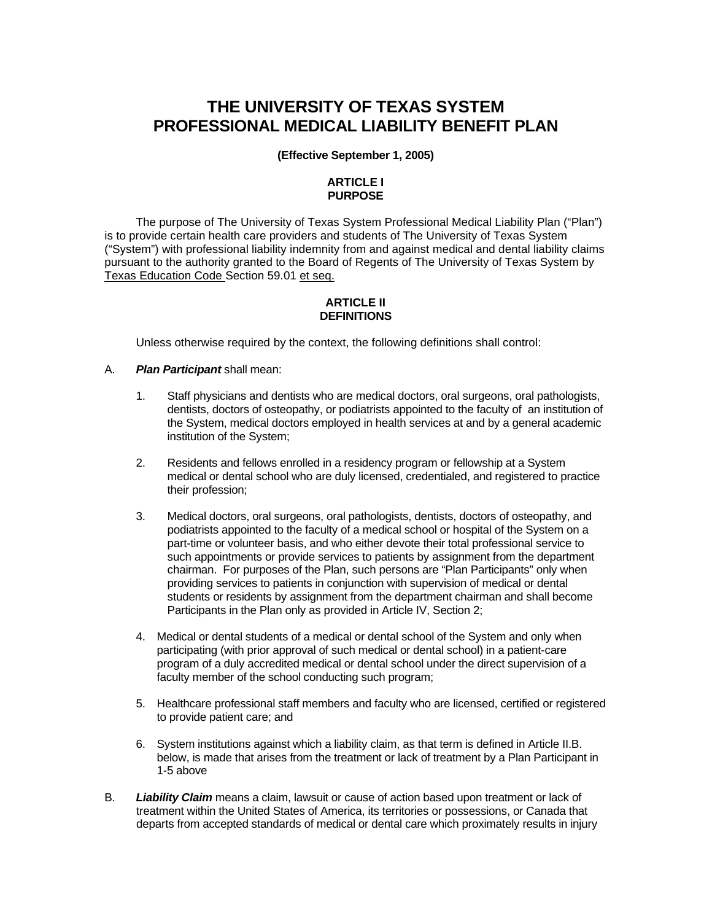# THE UNIVERSITY OF TEXAS SYSTEM PROFESSIONAL MEDICAL LIABILITY BENEFIT PLAN

**(Effective September 1, 2005)**

## ARTICLE I PURPOSE

The purpose of The University of Texas System Professional Medical Liability Plan ("Plan") is to provide certain health care providers and students of The University of Texas System ("System") with professional liability indemnity from and against medical and dental liability claims pursuant to the authority granted to the Board of Regents of The University of Texas System by Texas Education Code Section 59.01 et seq.

## ARTICLE II DEFINITIONS

Unless otherwise required by the context, the following definitions shall control:

A. ***Plan Participant*** shall mean:

1. Staff physicians and dentists who are medical doctors, oral surgeons, oral pathologists, dentists, doctors of osteopathy, or podiatrists appointed to the faculty of an institution of the System, medical doctors employed in health services at and by a general academic institution of the System;

2. Residents and fellows enrolled in a residency program or fellowship at a System medical or dental school who are duly licensed, credentialed, and registered to practice their profession;

3. Medical doctors, oral surgeons, oral pathologists, dentists, doctors of osteopathy, and podiatrists appointed to the faculty of a medical school or hospital of the System on a part-time or volunteer basis, and who either devote their total professional service to such appointments or provide services to patients by assignment from the department chairman. For purposes of the Plan, such persons are "Plan Participants" only when providing services to patients in conjunction with supervision of medical or dental students or residents by assignment from the department chairman and shall become Participants in the Plan only as provided in Article IV, Section 2;

4. Medical or dental students of a medical or dental school of the System and only when participating (with prior approval of such medical or dental school) in a patient-care program of a duly accredited medical or dental school under the direct supervision of a faculty member of the school conducting such program;

5. Healthcare professional staff members and faculty who are licensed, certified or registered to provide patient care; and

6. System institutions against which a liability claim, as that term is defined in Article II.B. below, is made that arises from the treatment or lack of treatment by a Plan Participant in 1-5 above

B. ***Liability Claim*** means a claim, lawsuit or cause of action based upon treatment or lack of treatment within the United States of America, its territories or possessions, or Canada that departs from accepted standards of medical or dental care which proximately results in injury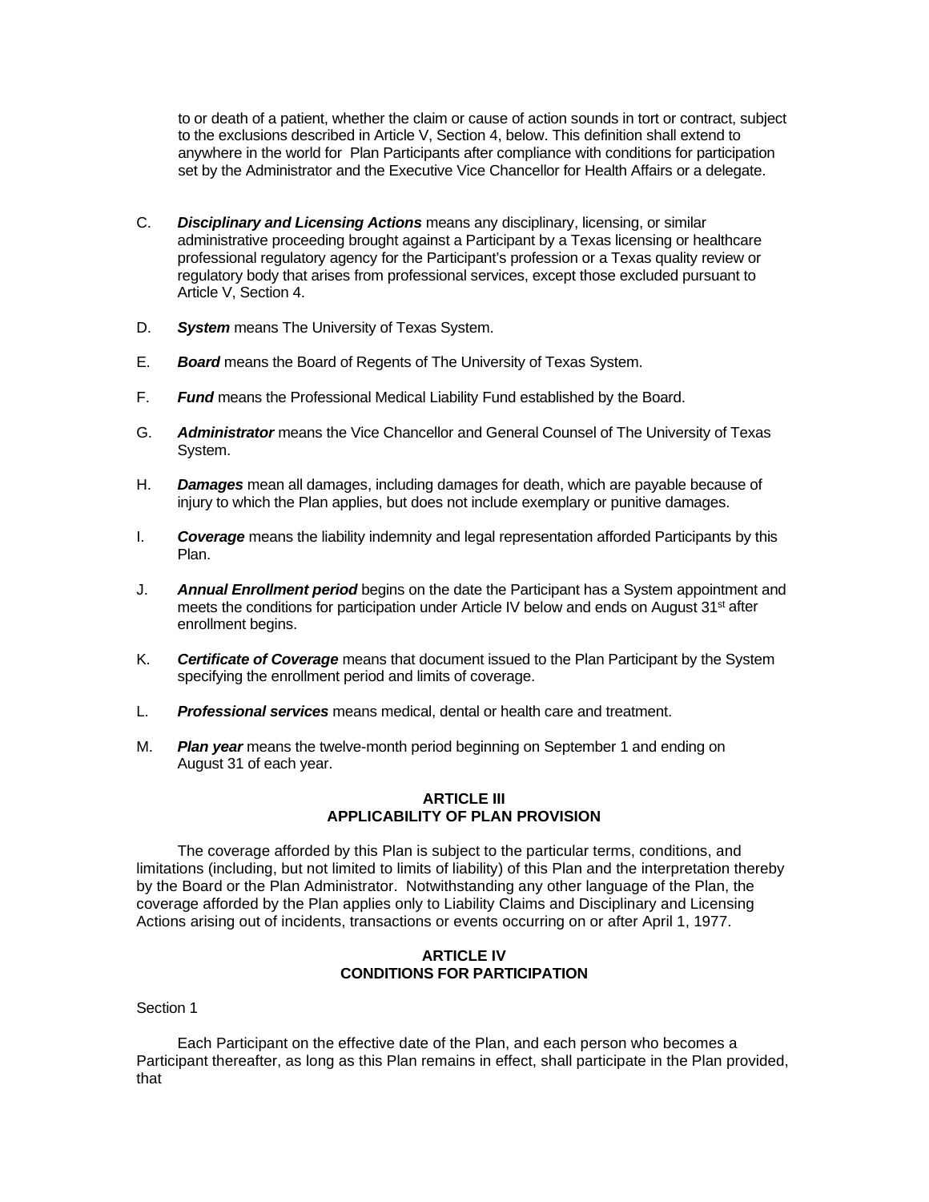to or death of a patient, whether the claim or cause of action sounds in tort or contract, subject to the exclusions described in Article V, Section 4, below. This definition shall extend to anywhere in the world for Plan Participants after compliance with conditions for participation set by the Administrator and the Executive Vice Chancellor for Health Affairs or a delegate.

C. ***Disciplinary and Licensing Actions*** means any disciplinary, licensing, or similar administrative proceeding brought against a Participant by a Texas licensing or healthcare professional regulatory agency for the Participant's profession or a Texas quality review or regulatory body that arises from professional services, except those excluded pursuant to Article V, Section 4.

D. ***System*** means The University of Texas System.

E. ***Board*** means the Board of Regents of The University of Texas System.

F. ***Fund*** means the Professional Medical Liability Fund established by the Board.

G. ***Administrator*** means the Vice Chancellor and General Counsel of The University of Texas System.

H. ***Damages*** mean all damages, including damages for death, which are payable because of injury to which the Plan applies, but does not include exemplary or punitive damages.

I. ***Coverage*** means the liability indemnity and legal representation afforded Participants by this Plan.

J. ***Annual Enrollment period*** begins on the date the Participant has a System appointment and meets the conditions for participation under Article IV below and ends on August 31st after enrollment begins.

K. ***Certificate of Coverage*** means that document issued to the Plan Participant by the System specifying the enrollment period and limits of coverage.

L. ***Professional services*** means medical, dental or health care and treatment.

M. ***Plan year*** means the twelve-month period beginning on September 1 and ending on August 31 of each year.

## ARTICLE III
## APPLICABILITY OF PLAN PROVISION

The coverage afforded by this Plan is subject to the particular terms, conditions, and limitations (including, but not limited to limits of liability) of this Plan and the interpretation thereby by the Board or the Plan Administrator. Notwithstanding any other language of the Plan, the coverage afforded by the Plan applies only to Liability Claims and Disciplinary and Licensing Actions arising out of incidents, transactions or events occurring on or after April 1, 1977.

## ARTICLE IV
## CONDITIONS FOR PARTICIPATION

Section 1

Each Participant on the effective date of the Plan, and each person who becomes a Participant thereafter, as long as this Plan remains in effect, shall participate in the Plan provided, that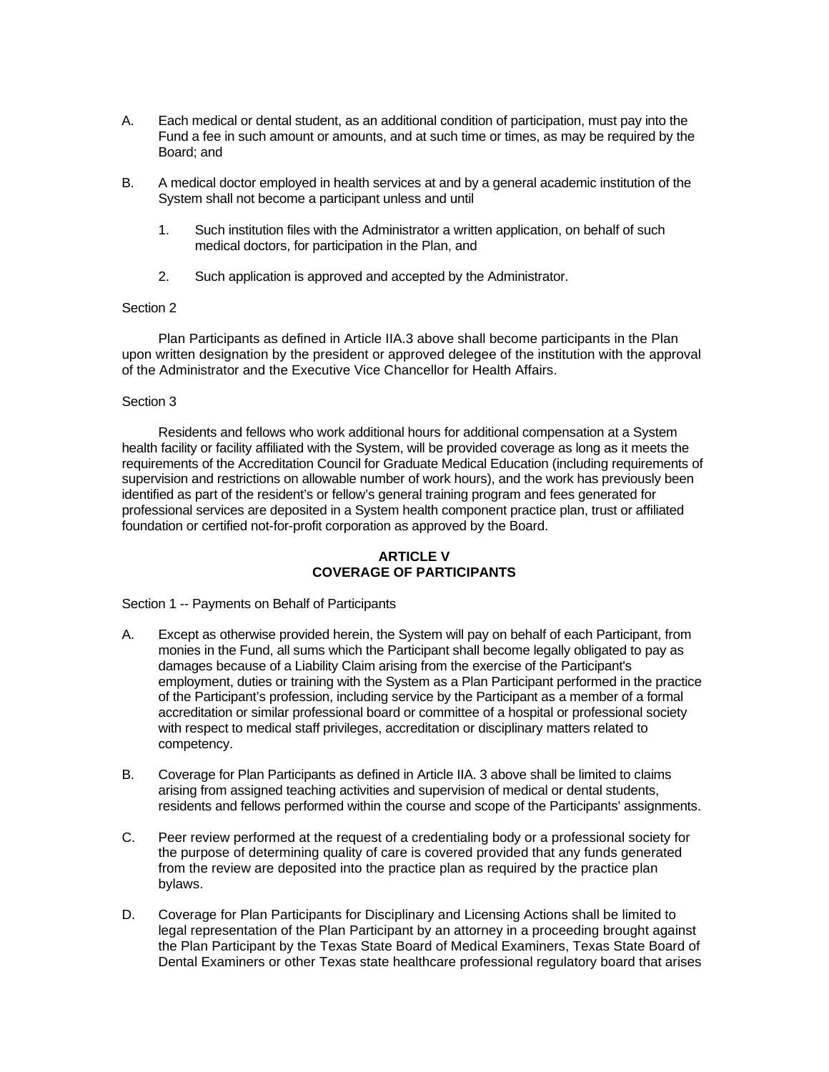A. Each medical or dental student, as an additional condition of participation, must pay into the Fund a fee in such amount or amounts, and at such time or times, as may be required by the Board; and

B. A medical doctor employed in health services at and by a general academic institution of the System shall not become a participant unless and until

   1. Such institution files with the Administrator a written application, on behalf of such medical doctors, for participation in the Plan, and

   2. Such application is approved and accepted by the Administrator.

Section 2

Plan Participants as defined in Article IIA.3 above shall become participants in the Plan upon written designation by the president or approved delegee of the institution with the approval of the Administrator and the Executive Vice Chancellor for Health Affairs.

Section 3

Residents and fellows who work additional hours for additional compensation at a System health facility or facility affiliated with the System, will be provided coverage as long as it meets the requirements of the Accreditation Council for Graduate Medical Education (including requirements of supervision and restrictions on allowable number of work hours), and the work has previously been identified as part of the resident's or fellow's general training program and fees generated for professional services are deposited in a System health component practice plan, trust or affiliated foundation or certified not-for-profit corporation as approved by the Board.

## ARTICLE V
## COVERAGE OF PARTICIPANTS

Section 1 -- Payments on Behalf of Participants

A. Except as otherwise provided herein, the System will pay on behalf of each Participant, from monies in the Fund, all sums which the Participant shall become legally obligated to pay as damages because of a Liability Claim arising from the exercise of the Participant's employment, duties or training with the System as a Plan Participant performed in the practice of the Participant's profession, including service by the Participant as a member of a formal accreditation or similar professional board or committee of a hospital or professional society with respect to medical staff privileges, accreditation or disciplinary matters related to competency.

B. Coverage for Plan Participants as defined in Article IIA. 3 above shall be limited to claims arising from assigned teaching activities and supervision of medical or dental students, residents and fellows performed within the course and scope of the Participants' assignments.

C. Peer review performed at the request of a credentialing body or a professional society for the purpose of determining quality of care is covered provided that any funds generated from the review are deposited into the practice plan as required by the practice plan bylaws.

D. Coverage for Plan Participants for Disciplinary and Licensing Actions shall be limited to legal representation of the Plan Participant by an attorney in a proceeding brought against the Plan Participant by the Texas State Board of Medical Examiners, Texas State Board of Dental Examiners or other Texas state healthcare professional regulatory board that arises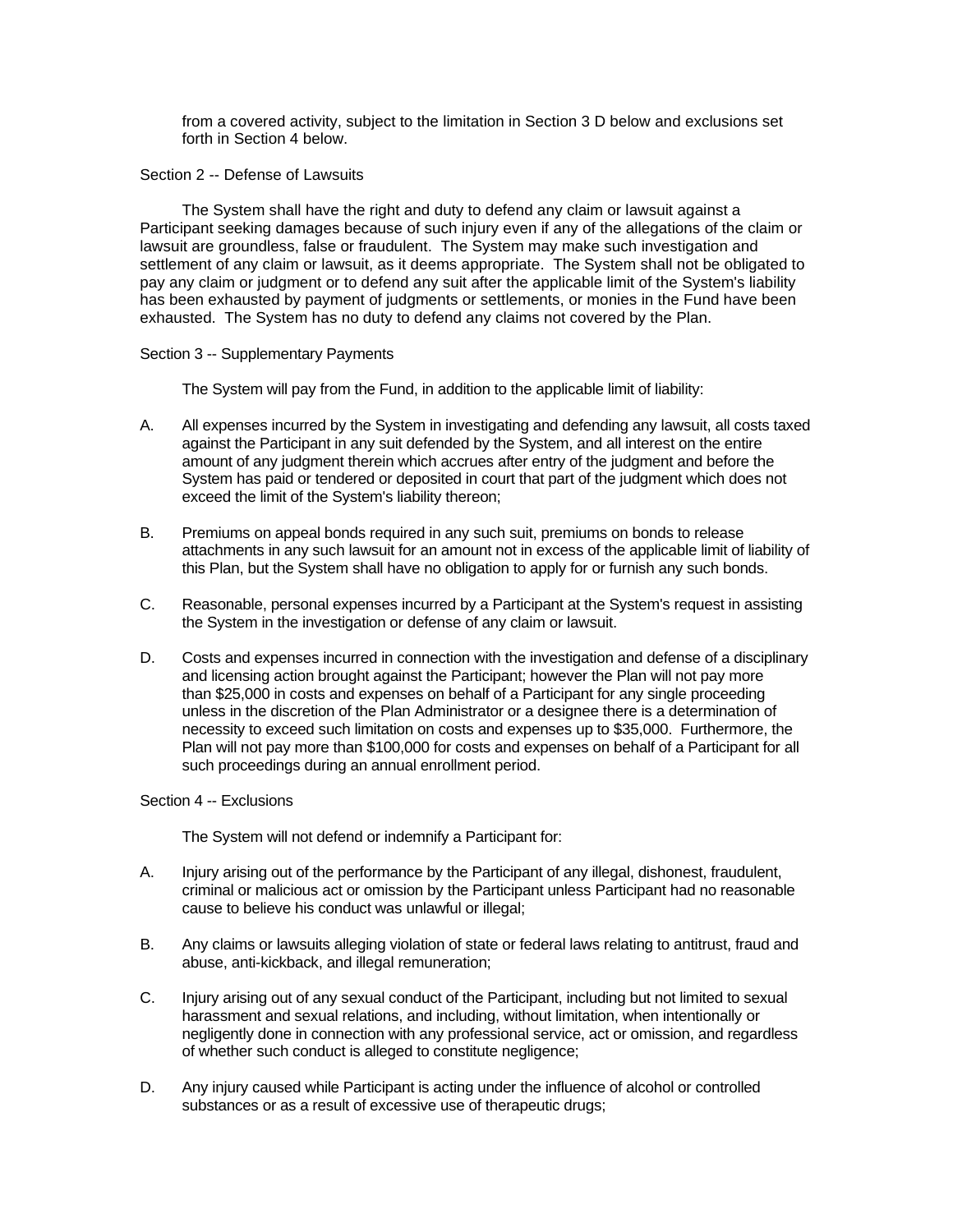from a covered activity, subject to the limitation in Section 3 D below and exclusions set forth in Section 4 below.

Section 2 -- Defense of Lawsuits

The System shall have the right and duty to defend any claim or lawsuit against a Participant seeking damages because of such injury even if any of the allegations of the claim or lawsuit are groundless, false or fraudulent. The System may make such investigation and settlement of any claim or lawsuit, as it deems appropriate. The System shall not be obligated to pay any claim or judgment or to defend any suit after the applicable limit of the System's liability has been exhausted by payment of judgments or settlements, or monies in the Fund have been exhausted. The System has no duty to defend any claims not covered by the Plan.

Section 3 -- Supplementary Payments

The System will pay from the Fund, in addition to the applicable limit of liability:

A. All expenses incurred by the System in investigating and defending any lawsuit, all costs taxed against the Participant in any suit defended by the System, and all interest on the entire amount of any judgment therein which accrues after entry of the judgment and before the System has paid or tendered or deposited in court that part of the judgment which does not exceed the limit of the System's liability thereon;

B. Premiums on appeal bonds required in any such suit, premiums on bonds to release attachments in any such lawsuit for an amount not in excess of the applicable limit of liability of this Plan, but the System shall have no obligation to apply for or furnish any such bonds.

C. Reasonable, personal expenses incurred by a Participant at the System's request in assisting the System in the investigation or defense of any claim or lawsuit.

D. Costs and expenses incurred in connection with the investigation and defense of a disciplinary and licensing action brought against the Participant; however the Plan will not pay more than $25,000 in costs and expenses on behalf of a Participant for any single proceeding unless in the discretion of the Plan Administrator or a designee there is a determination of necessity to exceed such limitation on costs and expenses up to $35,000. Furthermore, the Plan will not pay more than $100,000 for costs and expenses on behalf of a Participant for all such proceedings during an annual enrollment period.

Section 4 -- Exclusions

The System will not defend or indemnify a Participant for:

A. Injury arising out of the performance by the Participant of any illegal, dishonest, fraudulent, criminal or malicious act or omission by the Participant unless Participant had no reasonable cause to believe his conduct was unlawful or illegal;

B. Any claims or lawsuits alleging violation of state or federal laws relating to antitrust, fraud and abuse, anti-kickback, and illegal remuneration;

C. Injury arising out of any sexual conduct of the Participant, including but not limited to sexual harassment and sexual relations, and including, without limitation, when intentionally or negligently done in connection with any professional service, act or omission, and regardless of whether such conduct is alleged to constitute negligence;

D. Any injury caused while Participant is acting under the influence of alcohol or controlled substances or as a result of excessive use of therapeutic drugs;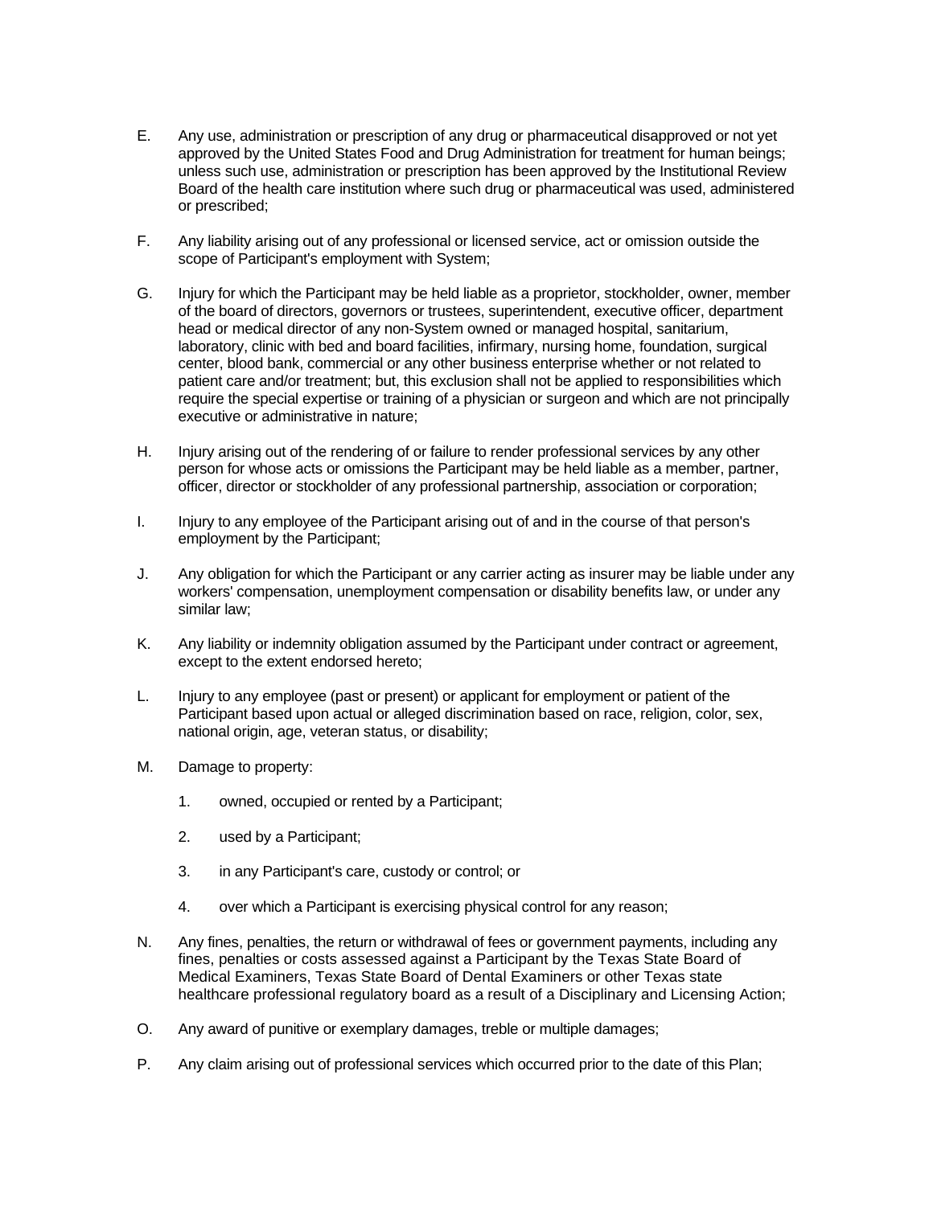E. Any use, administration or prescription of any drug or pharmaceutical disapproved or not yet approved by the United States Food and Drug Administration for treatment for human beings; unless such use, administration or prescription has been approved by the Institutional Review Board of the health care institution where such drug or pharmaceutical was used, administered or prescribed;

F. Any liability arising out of any professional or licensed service, act or omission outside the scope of Participant's employment with System;

G. Injury for which the Participant may be held liable as a proprietor, stockholder, owner, member of the board of directors, governors or trustees, superintendent, executive officer, department head or medical director of any non-System owned or managed hospital, sanitarium, laboratory, clinic with bed and board facilities, infirmary, nursing home, foundation, surgical center, blood bank, commercial or any other business enterprise whether or not related to patient care and/or treatment; but, this exclusion shall not be applied to responsibilities which require the special expertise or training of a physician or surgeon and which are not principally executive or administrative in nature;

H. Injury arising out of the rendering of or failure to render professional services by any other person for whose acts or omissions the Participant may be held liable as a member, partner, officer, director or stockholder of any professional partnership, association or corporation;

I. Injury to any employee of the Participant arising out of and in the course of that person's employment by the Participant;

J. Any obligation for which the Participant or any carrier acting as insurer may be liable under any workers' compensation, unemployment compensation or disability benefits law, or under any similar law;

K. Any liability or indemnity obligation assumed by the Participant under contract or agreement, except to the extent endorsed hereto;

L. Injury to any employee (past or present) or applicant for employment or patient of the Participant based upon actual or alleged discrimination based on race, religion, color, sex, national origin, age, veteran status, or disability;

M. Damage to property:

1. owned, occupied or rented by a Participant;

2. used by a Participant;

3. in any Participant's care, custody or control; or

4. over which a Participant is exercising physical control for any reason;

N. Any fines, penalties, the return or withdrawal of fees or government payments, including any fines, penalties or costs assessed against a Participant by the Texas State Board of Medical Examiners, Texas State Board of Dental Examiners or other Texas state healthcare professional regulatory board as a result of a Disciplinary and Licensing Action;

O. Any award of punitive or exemplary damages, treble or multiple damages;

P. Any claim arising out of professional services which occurred prior to the date of this Plan;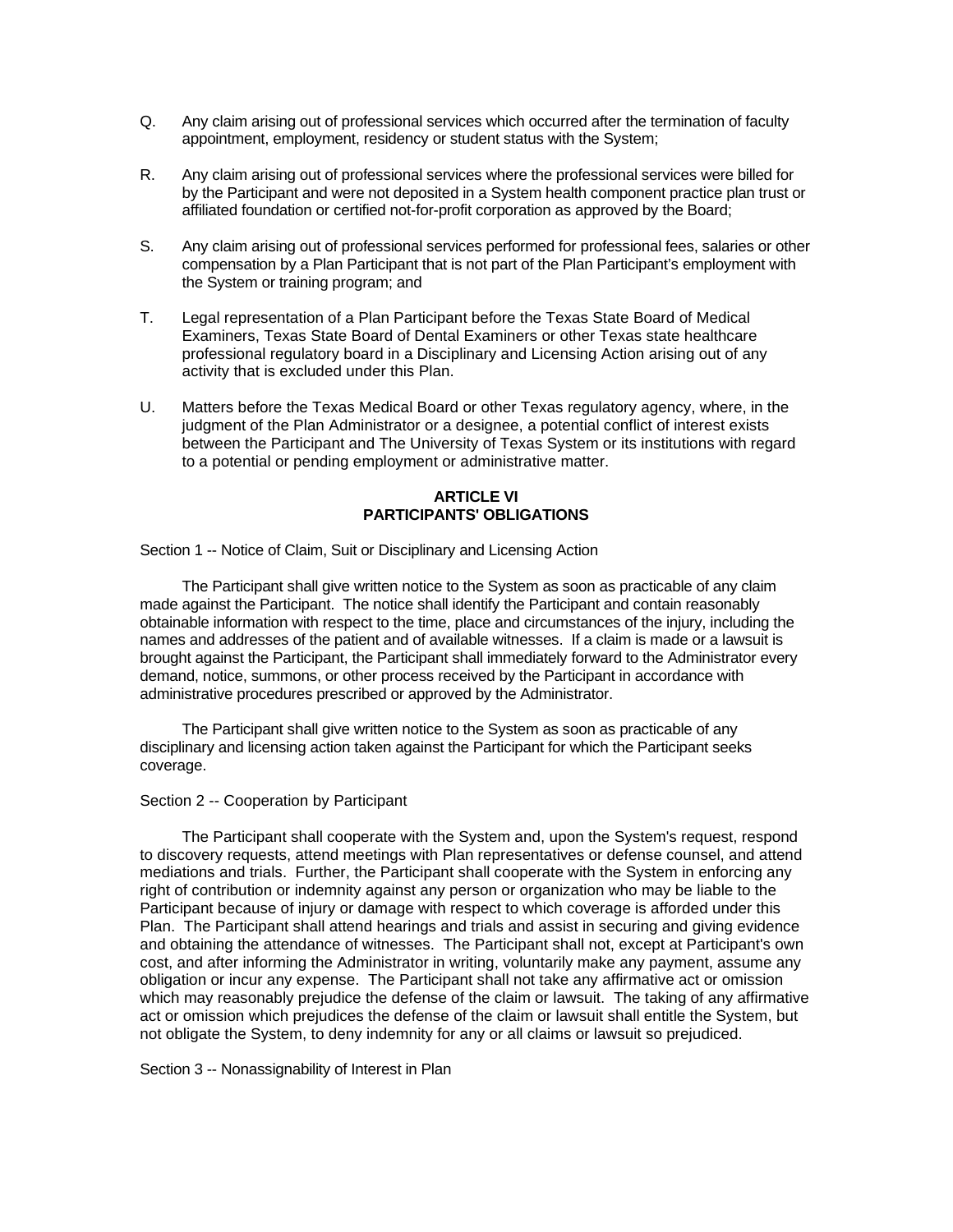Q. Any claim arising out of professional services which occurred after the termination of faculty appointment, employment, residency or student status with the System;

R. Any claim arising out of professional services where the professional services were billed for by the Participant and were not deposited in a System health component practice plan trust or affiliated foundation or certified not-for-profit corporation as approved by the Board;

S. Any claim arising out of professional services performed for professional fees, salaries or other compensation by a Plan Participant that is not part of the Plan Participant's employment with the System or training program; and

T. Legal representation of a Plan Participant before the Texas State Board of Medical Examiners, Texas State Board of Dental Examiners or other Texas state healthcare professional regulatory board in a Disciplinary and Licensing Action arising out of any activity that is excluded under this Plan.

U. Matters before the Texas Medical Board or other Texas regulatory agency, where, in the judgment of the Plan Administrator or a designee, a potential conflict of interest exists between the Participant and The University of Texas System or its institutions with regard to a potential or pending employment or administrative matter.

## ARTICLE VI
## PARTICIPANTS' OBLIGATIONS

Section 1 -- Notice of Claim, Suit or Disciplinary and Licensing Action

The Participant shall give written notice to the System as soon as practicable of any claim made against the Participant. The notice shall identify the Participant and contain reasonably obtainable information with respect to the time, place and circumstances of the injury, including the names and addresses of the patient and of available witnesses. If a claim is made or a lawsuit is brought against the Participant, the Participant shall immediately forward to the Administrator every demand, notice, summons, or other process received by the Participant in accordance with administrative procedures prescribed or approved by the Administrator.

The Participant shall give written notice to the System as soon as practicable of any disciplinary and licensing action taken against the Participant for which the Participant seeks coverage.

Section 2 -- Cooperation by Participant

The Participant shall cooperate with the System and, upon the System's request, respond to discovery requests, attend meetings with Plan representatives or defense counsel, and attend mediations and trials. Further, the Participant shall cooperate with the System in enforcing any right of contribution or indemnity against any person or organization who may be liable to the Participant because of injury or damage with respect to which coverage is afforded under this Plan. The Participant shall attend hearings and trials and assist in securing and giving evidence and obtaining the attendance of witnesses. The Participant shall not, except at Participant's own cost, and after informing the Administrator in writing, voluntarily make any payment, assume any obligation or incur any expense. The Participant shall not take any affirmative act or omission which may reasonably prejudice the defense of the claim or lawsuit. The taking of any affirmative act or omission which prejudices the defense of the claim or lawsuit shall entitle the System, but not obligate the System, to deny indemnity for any or all claims or lawsuit so prejudiced.

Section 3 -- Nonassignability of Interest in Plan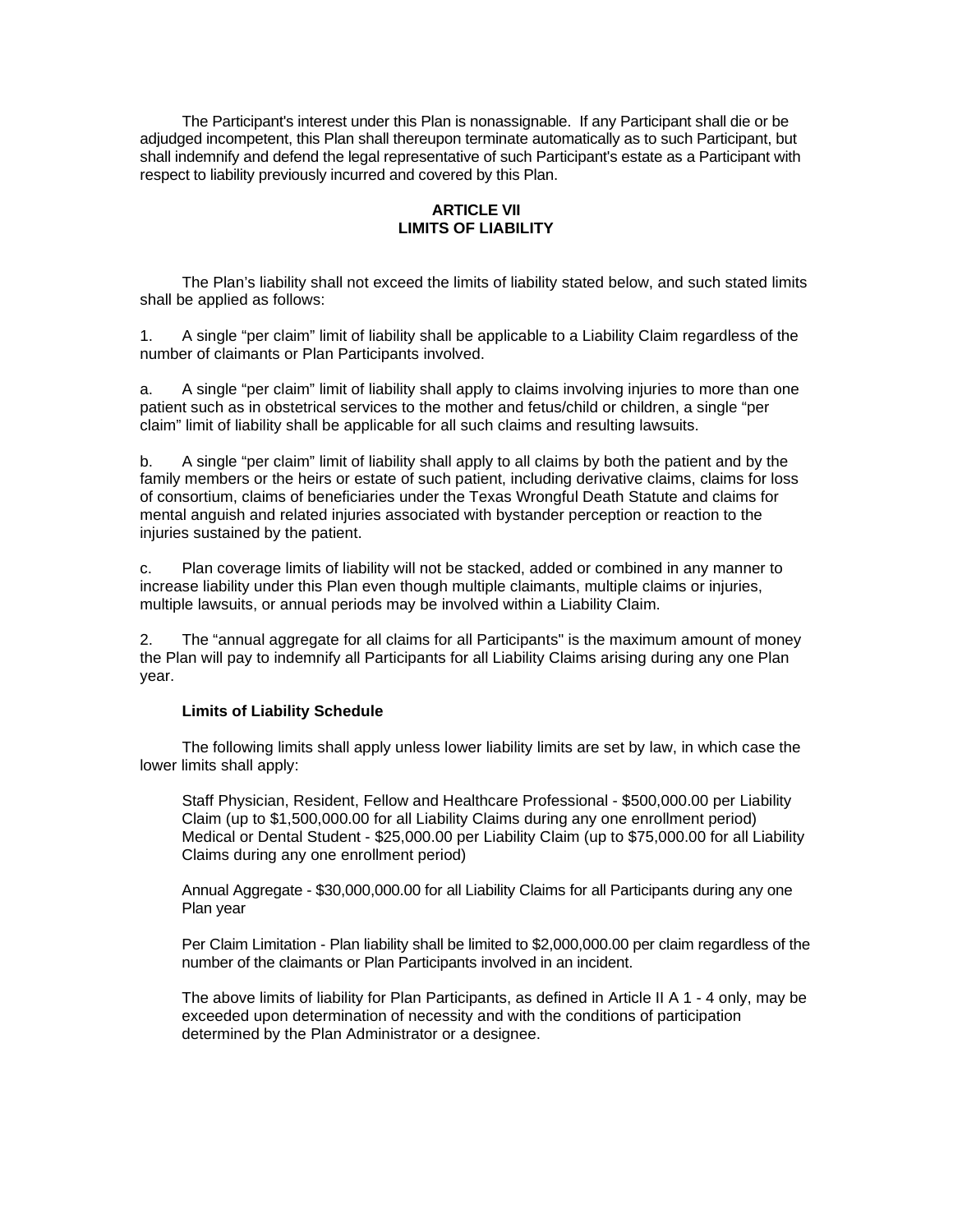The Participant's interest under this Plan is nonassignable. If any Participant shall die or be adjudged incompetent, this Plan shall thereupon terminate automatically as to such Participant, but shall indemnify and defend the legal representative of such Participant's estate as a Participant with respect to liability previously incurred and covered by this Plan.

## ARTICLE VII
## LIMITS OF LIABILITY

The Plan's liability shall not exceed the limits of liability stated below, and such stated limits shall be applied as follows:

1. A single "per claim" limit of liability shall be applicable to a Liability Claim regardless of the number of claimants or Plan Participants involved.

a. A single "per claim" limit of liability shall apply to claims involving injuries to more than one patient such as in obstetrical services to the mother and fetus/child or children, a single "per claim" limit of liability shall be applicable for all such claims and resulting lawsuits.

b. A single "per claim" limit of liability shall apply to all claims by both the patient and by the family members or the heirs or estate of such patient, including derivative claims, claims for loss of consortium, claims of beneficiaries under the Texas Wrongful Death Statute and claims for mental anguish and related injuries associated with bystander perception or reaction to the injuries sustained by the patient.

c. Plan coverage limits of liability will not be stacked, added or combined in any manner to increase liability under this Plan even though multiple claimants, multiple claims or injuries, multiple lawsuits, or annual periods may be involved within a Liability Claim.

2. The "annual aggregate for all claims for all Participants" is the maximum amount of money the Plan will pay to indemnify all Participants for all Liability Claims arising during any one Plan year.

**Limits of Liability Schedule**

The following limits shall apply unless lower liability limits are set by law, in which case the lower limits shall apply:

Staff Physician, Resident, Fellow and Healthcare Professional - $500,000.00 per Liability Claim (up to $1,500,000.00 for all Liability Claims during any one enrollment period)
Medical or Dental Student - $25,000.00 per Liability Claim (up to $75,000.00 for all Liability Claims during any one enrollment period)

Annual Aggregate - $30,000,000.00 for all Liability Claims for all Participants during any one Plan year

Per Claim Limitation - Plan liability shall be limited to $2,000,000.00 per claim regardless of the number of the claimants or Plan Participants involved in an incident.

The above limits of liability for Plan Participants, as defined in Article II A 1 - 4 only, may be exceeded upon determination of necessity and with the conditions of participation determined by the Plan Administrator or a designee.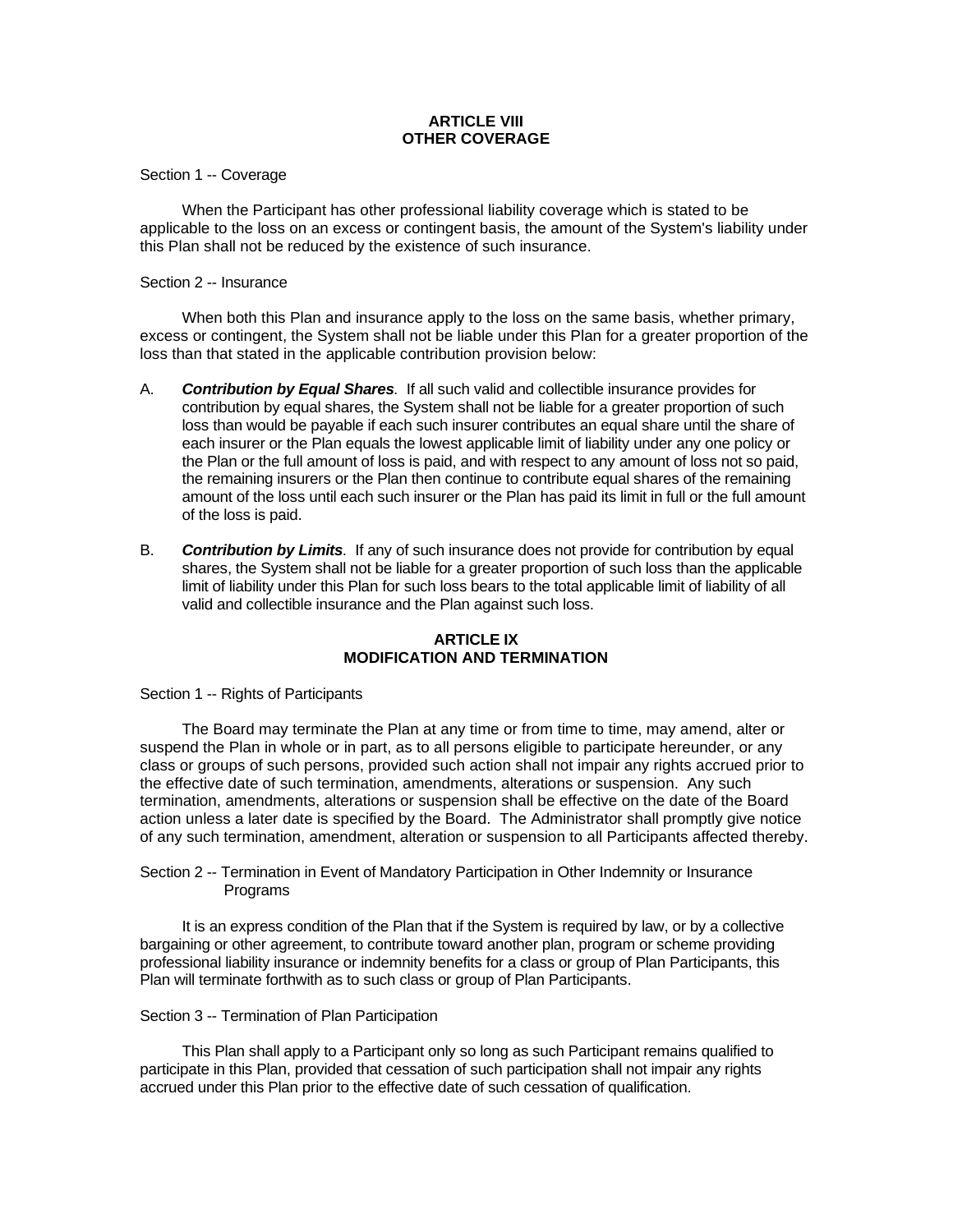## ARTICLE VIII
## OTHER COVERAGE

Section 1 -- Coverage

When the Participant has other professional liability coverage which is stated to be applicable to the loss on an excess or contingent basis, the amount of the System's liability under this Plan shall not be reduced by the existence of such insurance.

Section 2 -- Insurance

When both this Plan and insurance apply to the loss on the same basis, whether primary, excess or contingent, the System shall not be liable under this Plan for a greater proportion of the loss than that stated in the applicable contribution provision below:

A. ***Contribution by Equal Shares**.* If all such valid and collectible insurance provides for contribution by equal shares, the System shall not be liable for a greater proportion of such loss than would be payable if each such insurer contributes an equal share until the share of each insurer or the Plan equals the lowest applicable limit of liability under any one policy or the Plan or the full amount of loss is paid, and with respect to any amount of loss not so paid, the remaining insurers or the Plan then continue to contribute equal shares of the remaining amount of the loss until each such insurer or the Plan has paid its limit in full or the full amount of the loss is paid.

B. ***Contribution by Limits***. If any of such insurance does not provide for contribution by equal shares, the System shall not be liable for a greater proportion of such loss than the applicable limit of liability under this Plan for such loss bears to the total applicable limit of liability of all valid and collectible insurance and the Plan against such loss.

## ARTICLE IX
## MODIFICATION AND TERMINATION

Section 1 -- Rights of Participants

The Board may terminate the Plan at any time or from time to time, may amend, alter or suspend the Plan in whole or in part, as to all persons eligible to participate hereunder, or any class or groups of such persons, provided such action shall not impair any rights accrued prior to the effective date of such termination, amendments, alterations or suspension. Any such termination, amendments, alterations or suspension shall be effective on the date of the Board action unless a later date is specified by the Board. The Administrator shall promptly give notice of any such termination, amendment, alteration or suspension to all Participants affected thereby.

Section 2 -- Termination in Event of Mandatory Participation in Other Indemnity or Insurance Programs

It is an express condition of the Plan that if the System is required by law, or by a collective bargaining or other agreement, to contribute toward another plan, program or scheme providing professional liability insurance or indemnity benefits for a class or group of Plan Participants, this Plan will terminate forthwith as to such class or group of Plan Participants.

Section 3 -- Termination of Plan Participation

This Plan shall apply to a Participant only so long as such Participant remains qualified to participate in this Plan, provided that cessation of such participation shall not impair any rights accrued under this Plan prior to the effective date of such cessation of qualification.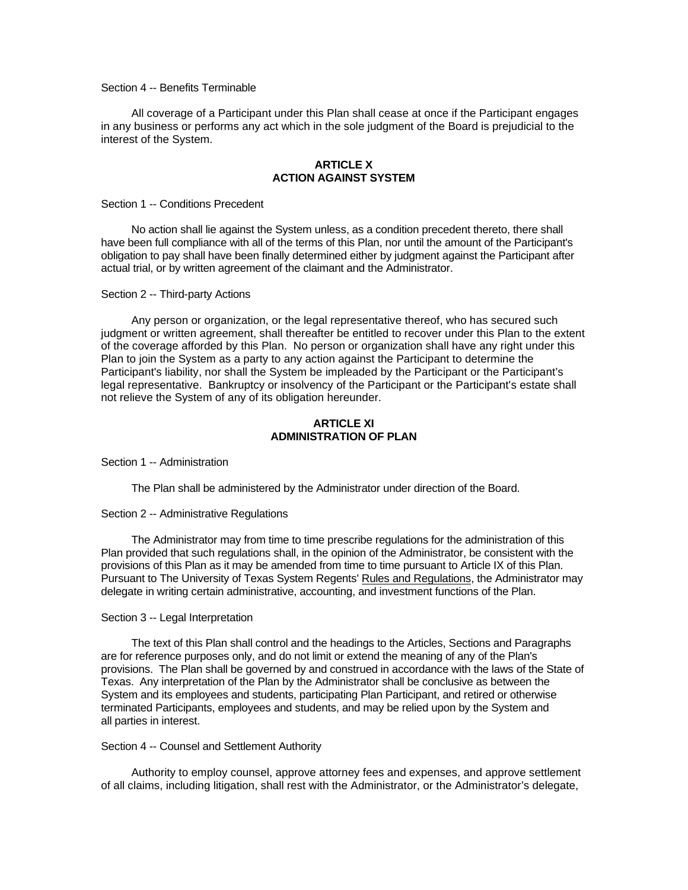Section 4 -- Benefits Terminable

All coverage of a Participant under this Plan shall cease at once if the Participant engages in any business or performs any act which in the sole judgment of the Board is prejudicial to the interest of the System.

## ARTICLE X
## ACTION AGAINST SYSTEM

Section 1 -- Conditions Precedent

No action shall lie against the System unless, as a condition precedent thereto, there shall have been full compliance with all of the terms of this Plan, nor until the amount of the Participant's obligation to pay shall have been finally determined either by judgment against the Participant after actual trial, or by written agreement of the claimant and the Administrator.

Section 2 -- Third-party Actions

Any person or organization, or the legal representative thereof, who has secured such judgment or written agreement, shall thereafter be entitled to recover under this Plan to the extent of the coverage afforded by this Plan. No person or organization shall have any right under this Plan to join the System as a party to any action against the Participant to determine the Participant's liability, nor shall the System be impleaded by the Participant or the Participant's legal representative. Bankruptcy or insolvency of the Participant or the Participant's estate shall not relieve the System of any of its obligation hereunder.

## ARTICLE XI
## ADMINISTRATION OF PLAN

Section 1 -- Administration

The Plan shall be administered by the Administrator under direction of the Board.

Section 2 -- Administrative Regulations

The Administrator may from time to time prescribe regulations for the administration of this Plan provided that such regulations shall, in the opinion of the Administrator, be consistent with the provisions of this Plan as it may be amended from time to time pursuant to Article IX of this Plan. Pursuant to The University of Texas System Regents' Rules and Regulations, the Administrator may delegate in writing certain administrative, accounting, and investment functions of the Plan.

Section 3 -- Legal Interpretation

The text of this Plan shall control and the headings to the Articles, Sections and Paragraphs are for reference purposes only, and do not limit or extend the meaning of any of the Plan's provisions. The Plan shall be governed by and construed in accordance with the laws of the State of Texas. Any interpretation of the Plan by the Administrator shall be conclusive as between the System and its employees and students, participating Plan Participant, and retired or otherwise terminated Participants, employees and students, and may be relied upon by the System and all parties in interest.

Section 4 -- Counsel and Settlement Authority

Authority to employ counsel, approve attorney fees and expenses, and approve settlement of all claims, including litigation, shall rest with the Administrator, or the Administrator's delegate,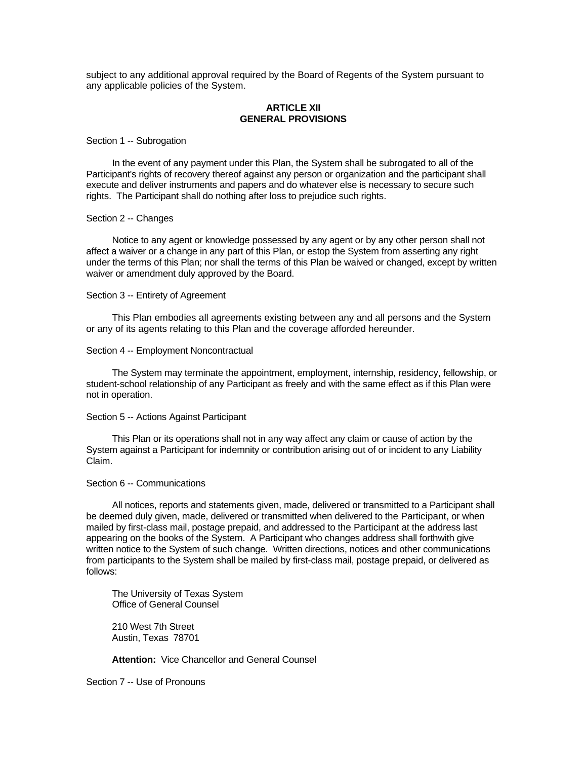subject to any additional approval required by the Board of Regents of the System pursuant to any applicable policies of the System.

## ARTICLE XII
## GENERAL PROVISIONS

Section 1 -- Subrogation

In the event of any payment under this Plan, the System shall be subrogated to all of the Participant's rights of recovery thereof against any person or organization and the participant shall execute and deliver instruments and papers and do whatever else is necessary to secure such rights. The Participant shall do nothing after loss to prejudice such rights.

Section 2 -- Changes

Notice to any agent or knowledge possessed by any agent or by any other person shall not affect a waiver or a change in any part of this Plan, or estop the System from asserting any right under the terms of this Plan; nor shall the terms of this Plan be waived or changed, except by written waiver or amendment duly approved by the Board.

Section 3 -- Entirety of Agreement

This Plan embodies all agreements existing between any and all persons and the System or any of its agents relating to this Plan and the coverage afforded hereunder.

Section 4 -- Employment Noncontractual

The System may terminate the appointment, employment, internship, residency, fellowship, or student-school relationship of any Participant as freely and with the same effect as if this Plan were not in operation.

Section 5 -- Actions Against Participant

This Plan or its operations shall not in any way affect any claim or cause of action by the System against a Participant for indemnity or contribution arising out of or incident to any Liability Claim.

Section 6 -- Communications

All notices, reports and statements given, made, delivered or transmitted to a Participant shall be deemed duly given, made, delivered or transmitted when delivered to the Participant, or when mailed by first-class mail, postage prepaid, and addressed to the Participant at the address last appearing on the books of the System. A Participant who changes address shall forthwith give written notice to the System of such change. Written directions, notices and other communications from participants to the System shall be mailed by first-class mail, postage prepaid, or delivered as follows:

The University of Texas System
Office of General Counsel

210 West 7th Street
Austin, Texas 78701

**Attention:** Vice Chancellor and General Counsel

Section 7 -- Use of Pronouns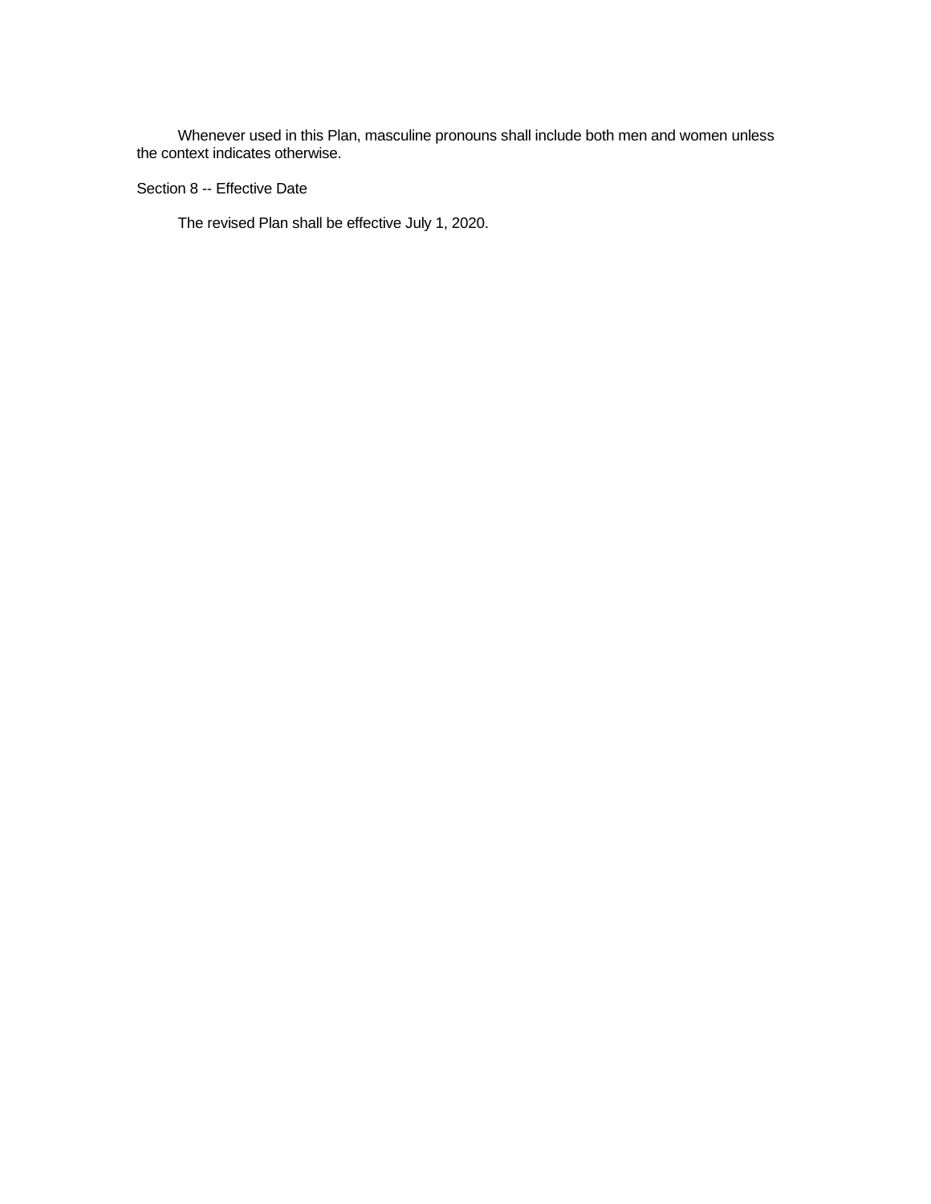Whenever used in this Plan, masculine pronouns shall include both men and women unless the context indicates otherwise.

## Section 8 -- Effective Date

The revised Plan shall be effective July 1, 2020.